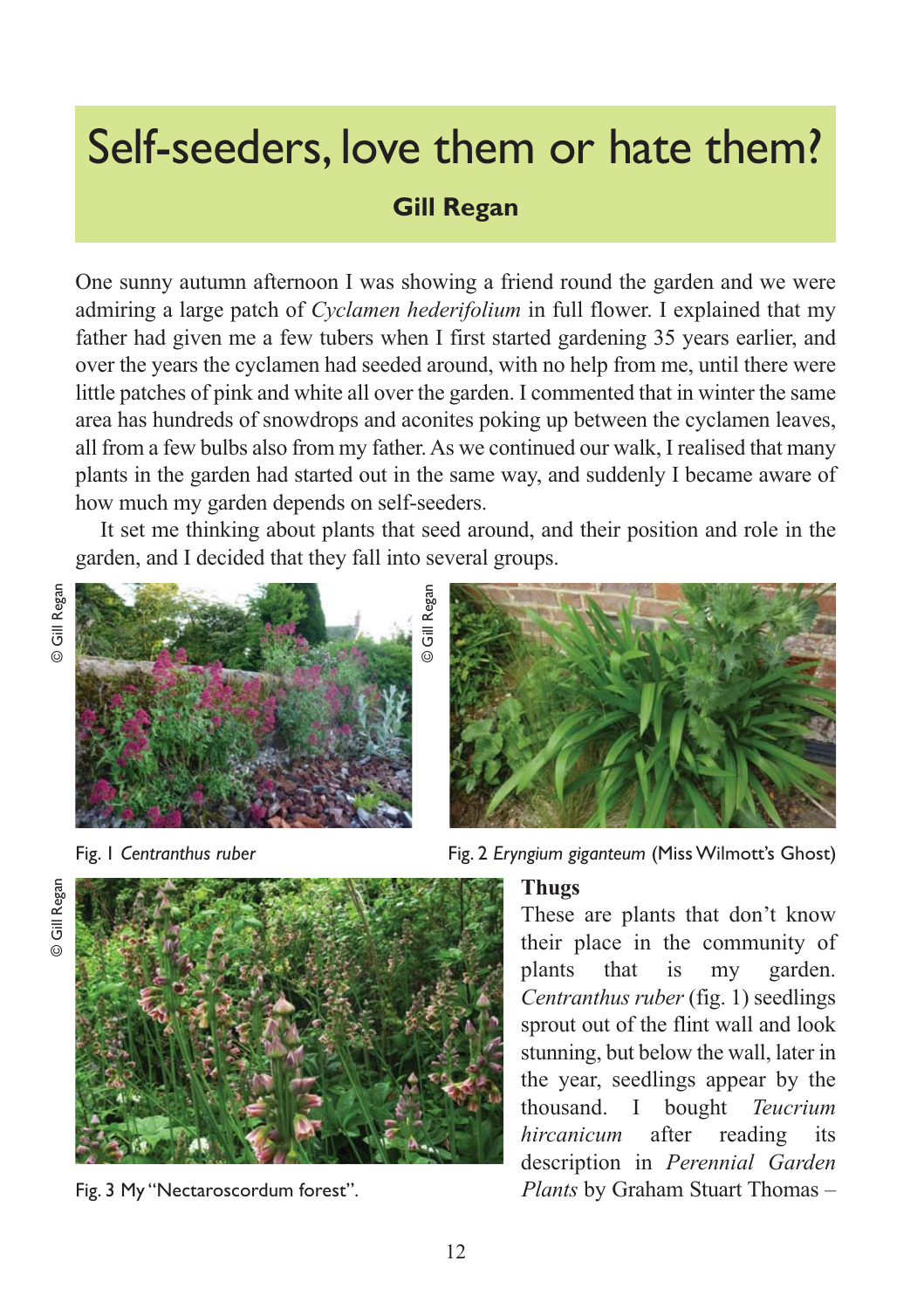# Self-seeders, love them or hate them?

**Gill Regan**

One sunny autumn afternoon I was showing a friend round the garden and we were admiring a large patch of *Cyclamen hederifolium* in full flower. I explained that my father had given me a few tubers when I first started gardening 35 years earlier, and over the years the cyclamen had seeded around, with no help from me, until there were little patches of pink and white all over the garden. I commented that in winter the same area has hundreds of snowdrops and aconites poking up between the cyclamen leaves, all from a few bulbs also from my father. As we continued our walk, I realised that many plants in the garden had started out in the same way, and suddenly I became aware of how much my garden depends on self-seeders.

It set me thinking about plants that seed around, and their position and role in the garden, and I decided that they fall into several groups.

© Gill Regan

Fig. 1 *Centranthus ruber*

© Gill Regan

Fig. 2 *Eryngium giganteum* (Miss Wilmott's Ghost)

© Gill Regan

Fig. 3 My "Nectaroscordum forest".

### Thugs

These are plants that don't know their place in the community of plants that is my garden. *Centranthus ruber* (fig. 1) seedlings sprout out of the flint wall and look stunning, but below the wall, later in the year, seedlings appear by the thousand. I bought *Teucrium hircanicum* after reading its description in *Perennial Garden Plants* by Graham Stuart Thomas –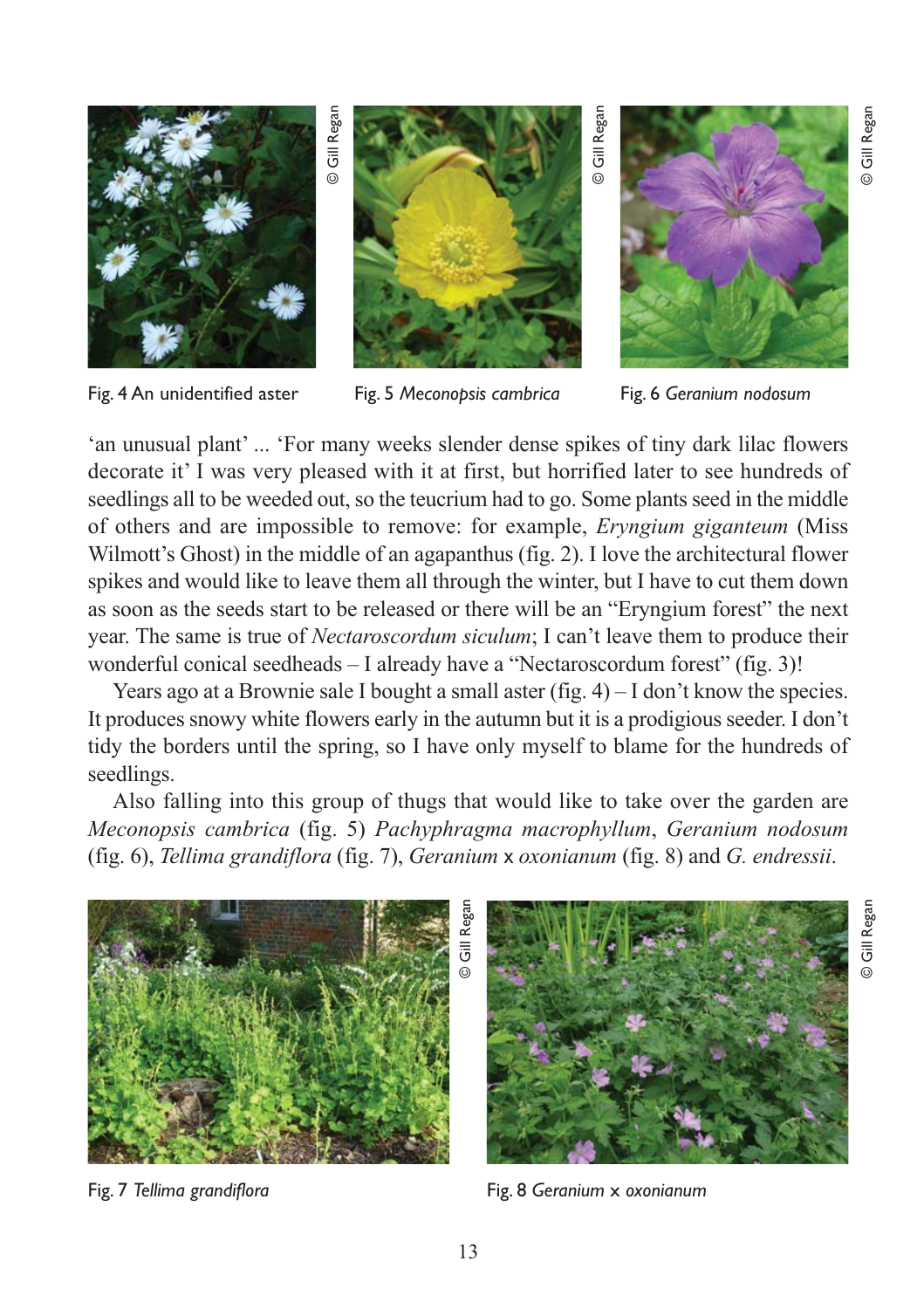Fig. 4 An unidentified aster

Fig. 5 *Meconopsis cambrica*

Fig. 6 *Geranium nodosum*

'an unusual plant' ... 'For many weeks slender dense spikes of tiny dark lilac flowers decorate it' I was very pleased with it at first, but horrified later to see hundreds of seedlings all to be weeded out, so the teucrium had to go. Some plants seed in the middle of others and are impossible to remove: for example, *Eryngium giganteum* (Miss Wilmott's Ghost) in the middle of an agapanthus (fig. 2). I love the architectural flower spikes and would like to leave them all through the winter, but I have to cut them down as soon as the seeds start to be released or there will be an "Eryngium forest" the next year. The same is true of *Nectaroscordum siculum*; I can't leave them to produce their wonderful conical seedheads – I already have a "Nectaroscordum forest" (fig. 3)!

Years ago at a Brownie sale I bought a small aster (fig. 4) – I don't know the species. It produces snowy white flowers early in the autumn but it is a prodigious seeder. I don't tidy the borders until the spring, so I have only myself to blame for the hundreds of seedlings.

Also falling into this group of thugs that would like to take over the garden are *Meconopsis cambrica* (fig. 5) *Pachyphragma macrophyllum*, *Geranium nodosum* (fig. 6), *Tellima grandiflora* (fig. 7), *Geranium* x *oxonianum* (fig. 8) and *G. endressii*.

Fig. 7 *Tellima grandiflora*

Fig. 8 *Geranium* x *oxonianum*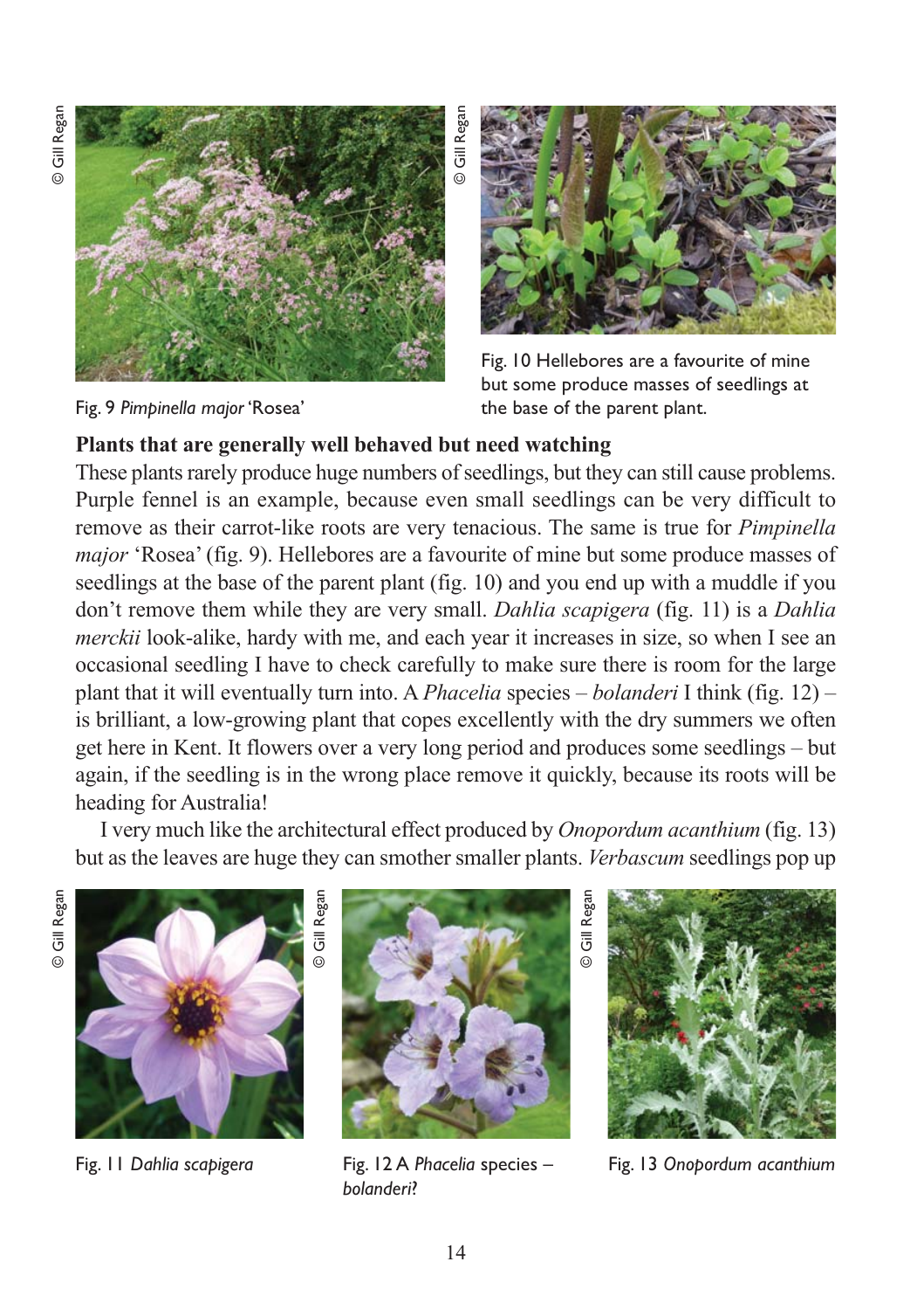Fig. 9 *Pimpinella major* 'Rosea'

Fig. 10 Hellebores are a favourite of mine but some produce masses of seedlings at the base of the parent plant.

**Plants that are generally well behaved but need watching**

These plants rarely produce huge numbers of seedlings, but they can still cause problems. Purple fennel is an example, because even small seedlings can be very difficult to remove as their carrot-like roots are very tenacious. The same is true for *Pimpinella major* 'Rosea' (fig. 9). Hellebores are a favourite of mine but some produce masses of seedlings at the base of the parent plant (fig. 10) and you end up with a muddle if you don't remove them while they are very small. *Dahlia scapigera* (fig. 11) is a *Dahlia merckii* look-alike, hardy with me, and each year it increases in size, so when I see an occasional seedling I have to check carefully to make sure there is room for the large plant that it will eventually turn into. A *Phacelia* species – *bolanderi* I think (fig. 12) – is brilliant, a low-growing plant that copes excellently with the dry summers we often get here in Kent. It flowers over a very long period and produces some seedlings – but again, if the seedling is in the wrong place remove it quickly, because its roots will be heading for Australia!

I very much like the architectural effect produced by *Onopordum acanthium* (fig. 13) but as the leaves are huge they can smother smaller plants. *Verbascum* seedlings pop up

Fig. 11 *Dahlia scapigera*

Fig. 12 A *Phacelia* species – *bolanderi*?

Fig. 13 *Onopordum acanthium*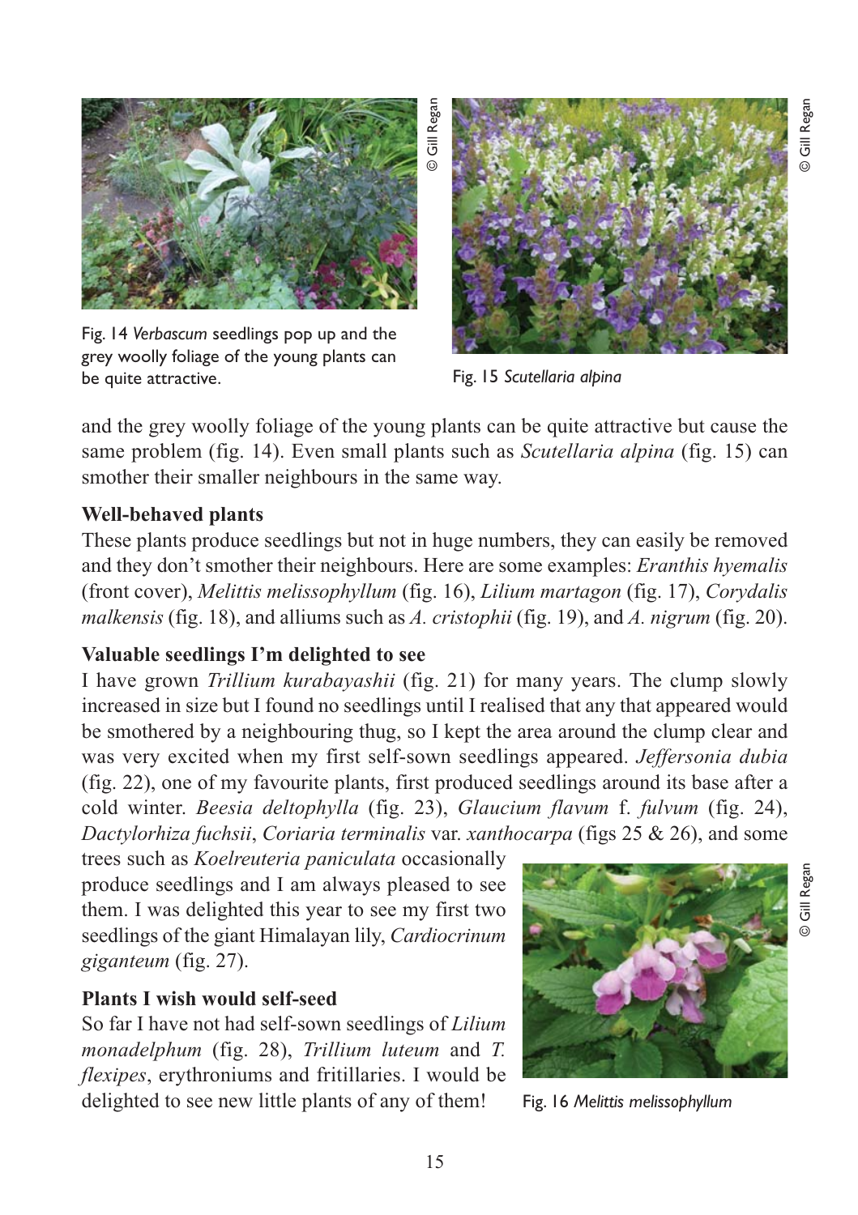Fig. 14 *Verbascum* seedlings pop up and the grey woolly foliage of the young plants can be quite attractive.

Fig. 15 *Scutellaria alpina*

and the grey woolly foliage of the young plants can be quite attractive but cause the same problem (fig. 14). Even small plants such as *Scutellaria alpina* (fig. 15) can smother their smaller neighbours in the same way.

**Well-behaved plants**

These plants produce seedlings but not in huge numbers, they can easily be removed and they don't smother their neighbours. Here are some examples: *Eranthis hyemalis* (front cover), *Melittis melissophyllum* (fig. 16), *Lilium martagon* (fig. 17), *Corydalis malkensis* (fig. 18), and alliums such as *A. cristophii* (fig. 19), and *A. nigrum* (fig. 20).

**Valuable seedlings I'm delighted to see**

I have grown *Trillium kurabayashii* (fig. 21) for many years. The clump slowly increased in size but I found no seedlings until I realised that any that appeared would be smothered by a neighbouring thug, so I kept the area around the clump clear and was very excited when my first self-sown seedlings appeared. *Jeffersonia dubia* (fig. 22), one of my favourite plants, first produced seedlings around its base after a cold winter. *Beesia deltophylla* (fig. 23), *Glaucium flavum* f. *fulvum* (fig. 24), *Dactylorhiza fuchsii*, *Coriaria terminalis* var. *xanthocarpa* (figs 25 & 26), and some trees such as *Koelreuteria paniculata* occasionally produce seedlings and I am always pleased to see them. I was delighted this year to see my first two seedlings of the giant Himalayan lily, *Cardiocrinum giganteum* (fig. 27).

**Plants I wish would self-seed**

So far I have not had self-sown seedlings of *Lilium monadelphum* (fig. 28), *Trillium luteum* and *T. flexipes*, erythroniums and fritillaries. I would be delighted to see new little plants of any of them!

Fig. 16 *Melittis melissophyllum*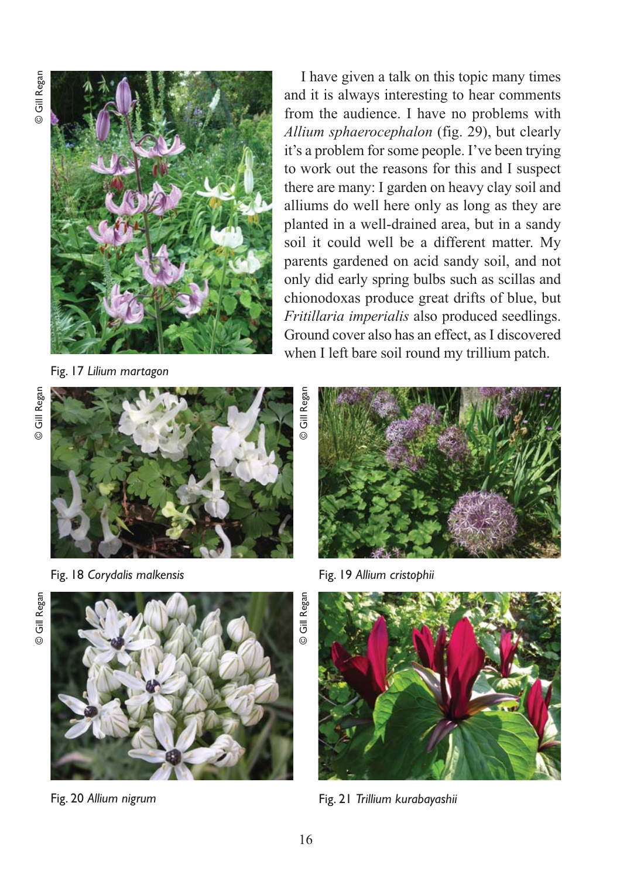I have given a talk on this topic many times and it is always interesting to hear comments from the audience. I have no problems with *Allium sphaerocephalon* (fig. 29), but clearly it's a problem for some people. I've been trying to work out the reasons for this and I suspect there are many: I garden on heavy clay soil and alliums do well here only as long as they are planted in a well-drained area, but in a sandy soil it could well be a different matter. My parents gardened on acid sandy soil, and not only did early spring bulbs such as scillas and chionodoxas produce great drifts of blue, but *Fritillaria imperialis* also produced seedlings. Ground cover also has an effect, as I discovered when I left bare soil round my trillium patch.

© Gill Regan

Fig. 17 *Lilium martagon*

© Gill Regan

Fig. 18 *Corydalis malkensis*

© Gill Regan

Fig. 19 *Allium cristophii*

© Gill Regan

Fig. 20 *Allium nigrum*

© Gill Regan

Fig. 21 *Trillium kurabayashii*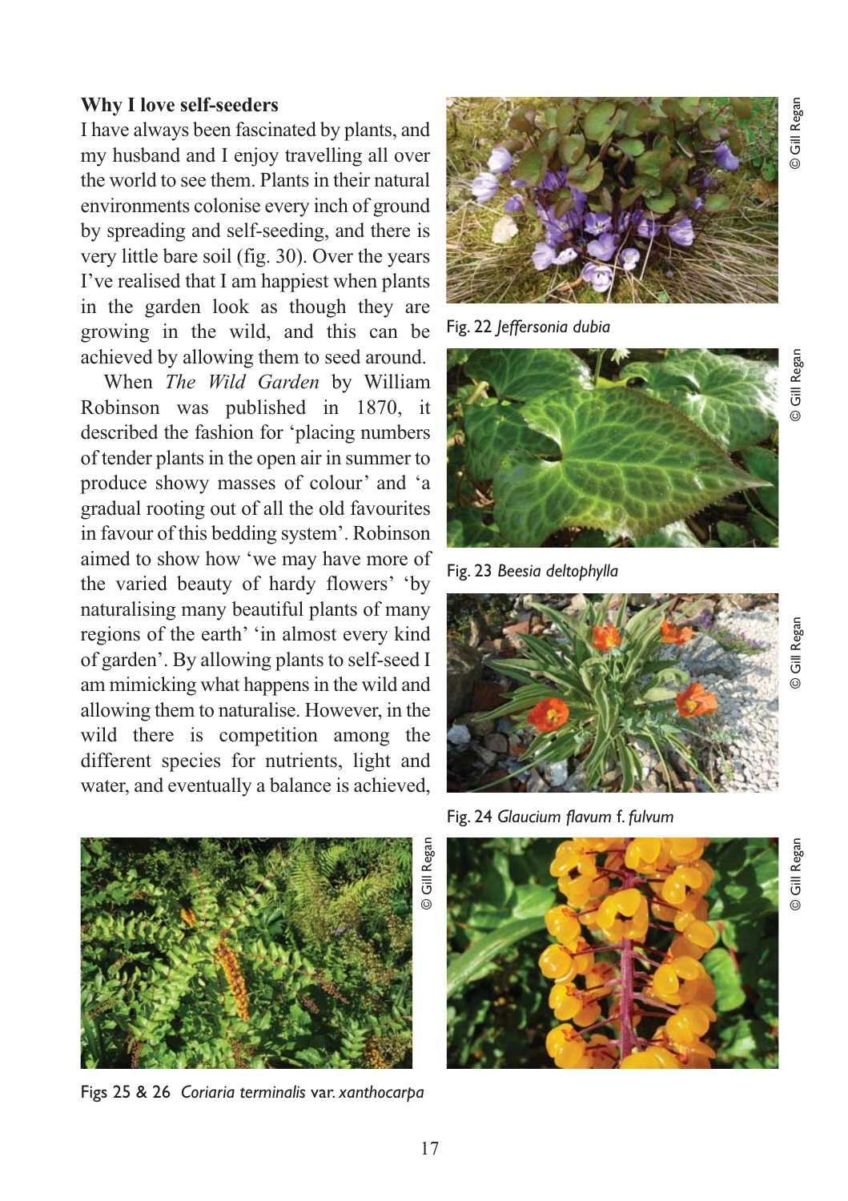### Why I love self-seeders

I have always been fascinated by plants, and my husband and I enjoy travelling all over the world to see them. Plants in their natural environments colonise every inch of ground by spreading and self-seeding, and there is very little bare soil (fig. 30). Over the years I've realised that I am happiest when plants in the garden look as though they are growing in the wild, and this can be achieved by allowing them to seed around.

When *The Wild Garden* by William Robinson was published in 1870, it described the fashion for 'placing numbers of tender plants in the open air in summer to produce showy masses of colour' and 'a gradual rooting out of all the old favourites in favour of this bedding system'. Robinson aimed to show how 'we may have more of the varied beauty of hardy flowers' 'by naturalising many beautiful plants of many regions of the earth' 'in almost every kind of garden'. By allowing plants to self-seed I am mimicking what happens in the wild and allowing them to naturalise. However, in the wild there is competition among the different species for nutrients, light and water, and eventually a balance is achieved,

© Gill Regan

Fig. 22 *Jeffersonia dubia*

© Gill Regan

Fig. 23 *Beesia deltophylla*

© Gill Regan

Fig. 24 *Glaucium flavum* f. *fulvum*

© Gill Regan

© Gill Regan

Figs 25 & 26 *Coriaria terminalis* var. *xanthocarpa*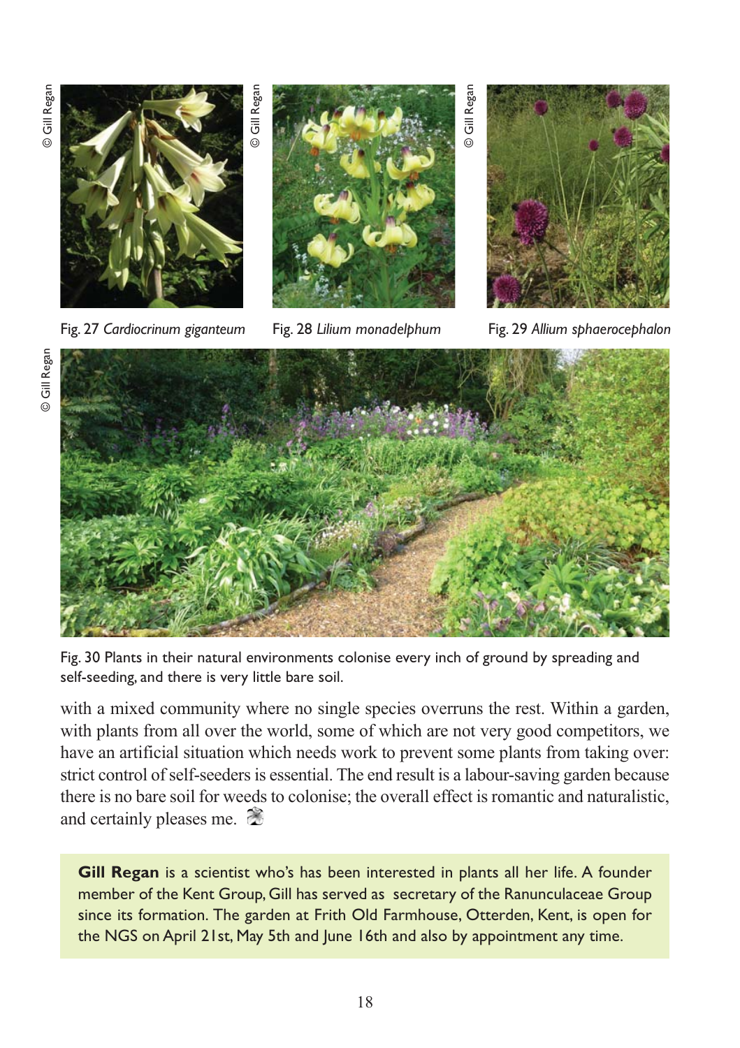© Gill Regan

Fig. 27 *Cardiocrinum giganteum*

© Gill Regan

Fig. 28 *Lilium monadelphum*

© Gill Regan

Fig. 29 *Allium sphaerocephalon*

© Gill Regan

Fig. 30 Plants in their natural environments colonise every inch of ground by spreading and self-seeding, and there is very little bare soil.

with a mixed community where no single species overruns the rest. Within a garden, with plants from all over the world, some of which are not very good competitors, we have an artificial situation which needs work to prevent some plants from taking over: strict control of self-seeders is essential. The end result is a labour-saving garden because there is no bare soil for weeds to colonise; the overall effect is romantic and naturalistic, and certainly pleases me.

**Gill Regan** is a scientist who's has been interested in plants all her life. A founder member of the Kent Group, Gill has served as secretary of the Ranunculaceae Group since its formation. The garden at Frith Old Farmhouse, Otterden, Kent, is open for the NGS on April 21st, May 5th and June 16th and also by appointment any time.